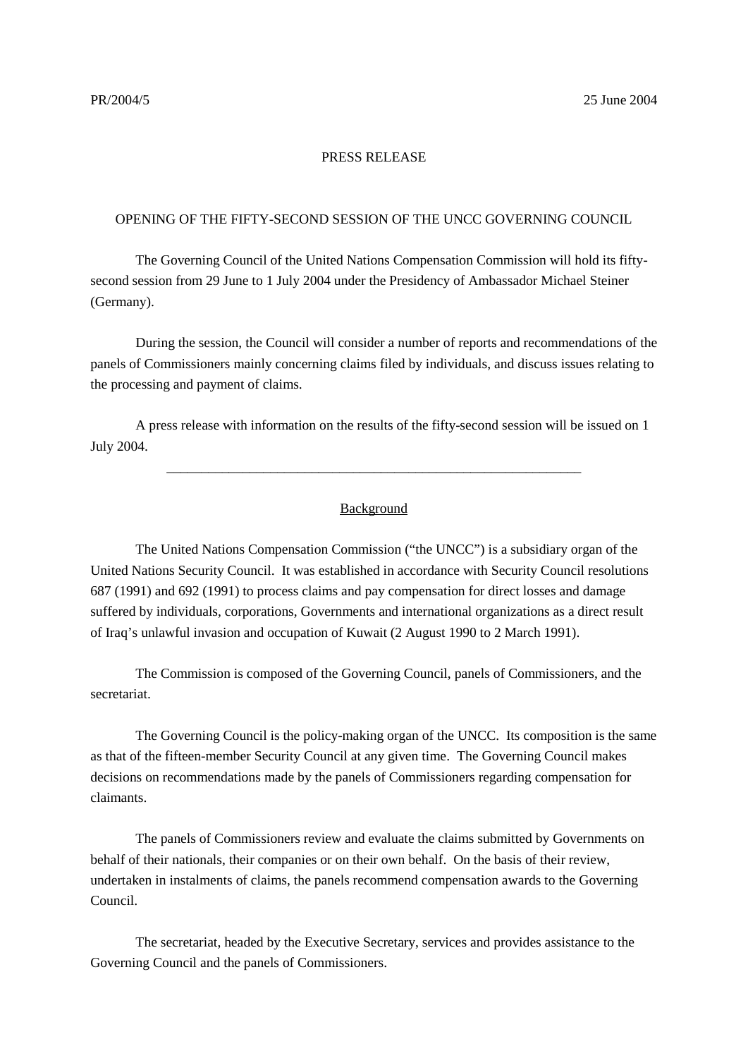PR/2004/5 25 June 2004

PRESS RELEASE

# OPENING OF THE FIFTY-SECOND SESSION OF THE UNCC GOVERNING COUNCIL

The Governing Council of the United Nations Compensation Commission will hold its fifty-second session from 29 June to 1 July 2004 under the Presidency of Ambassador Michael Steiner (Germany).

During the session, the Council will consider a number of reports and recommendations of the panels of Commissioners mainly concerning claims filed by individuals, and discuss issues relating to the processing and payment of claims.

A press release with information on the results of the fifty-second session will be issued on 1 July 2004.

---

## Background

The United Nations Compensation Commission ("the UNCC") is a subsidiary organ of the United Nations Security Council. It was established in accordance with Security Council resolutions 687 (1991) and 692 (1991) to process claims and pay compensation for direct losses and damage suffered by individuals, corporations, Governments and international organizations as a direct result of Iraq's unlawful invasion and occupation of Kuwait (2 August 1990 to 2 March 1991).

The Commission is composed of the Governing Council, panels of Commissioners, and the secretariat.

The Governing Council is the policy-making organ of the UNCC. Its composition is the same as that of the fifteen-member Security Council at any given time. The Governing Council makes decisions on recommendations made by the panels of Commissioners regarding compensation for claimants.

The panels of Commissioners review and evaluate the claims submitted by Governments on behalf of their nationals, their companies or on their own behalf. On the basis of their review, undertaken in instalments of claims, the panels recommend compensation awards to the Governing Council.

The secretariat, headed by the Executive Secretary, services and provides assistance to the Governing Council and the panels of Commissioners.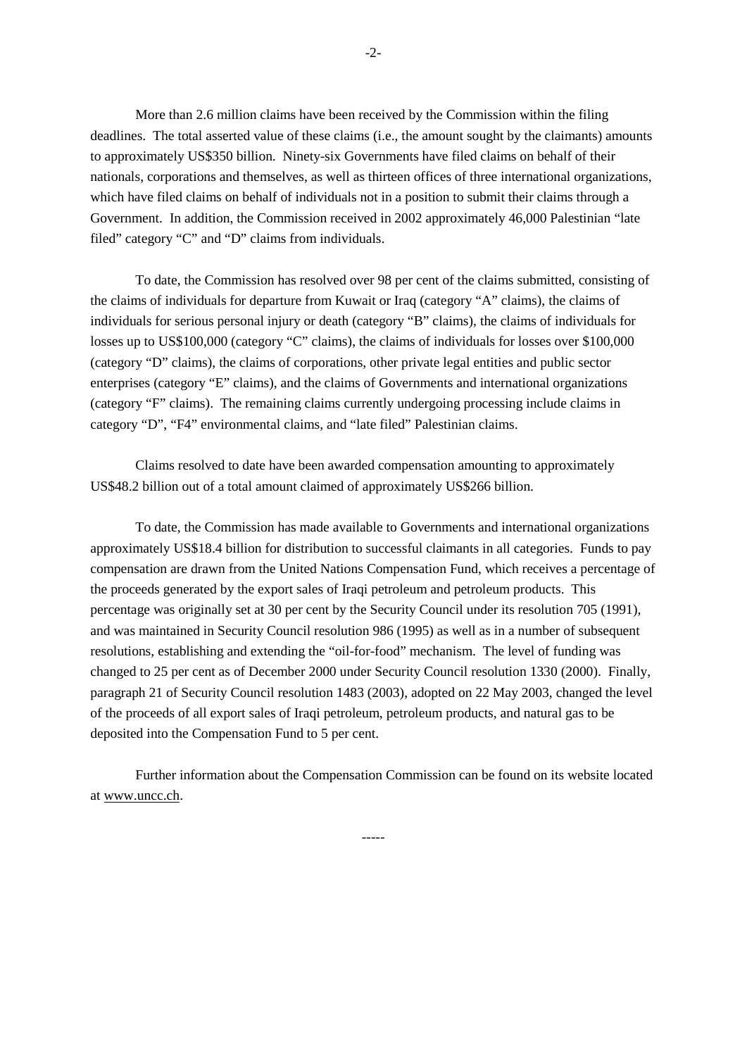More than 2.6 million claims have been received by the Commission within the filing deadlines. The total asserted value of these claims (i.e., the amount sought by the claimants) amounts to approximately US$350 billion. Ninety-six Governments have filed claims on behalf of their nationals, corporations and themselves, as well as thirteen offices of three international organizations, which have filed claims on behalf of individuals not in a position to submit their claims through a Government. In addition, the Commission received in 2002 approximately 46,000 Palestinian "late filed" category "C" and "D" claims from individuals.

To date, the Commission has resolved over 98 per cent of the claims submitted, consisting of the claims of individuals for departure from Kuwait or Iraq (category "A" claims), the claims of individuals for serious personal injury or death (category "B" claims), the claims of individuals for losses up to US$100,000 (category "C" claims), the claims of individuals for losses over $100,000 (category "D" claims), the claims of corporations, other private legal entities and public sector enterprises (category "E" claims), and the claims of Governments and international organizations (category "F" claims). The remaining claims currently undergoing processing include claims in category "D", "F4" environmental claims, and "late filed" Palestinian claims.

Claims resolved to date have been awarded compensation amounting to approximately US$48.2 billion out of a total amount claimed of approximately US$266 billion.

To date, the Commission has made available to Governments and international organizations approximately US$18.4 billion for distribution to successful claimants in all categories. Funds to pay compensation are drawn from the United Nations Compensation Fund, which receives a percentage of the proceeds generated by the export sales of Iraqi petroleum and petroleum products. This percentage was originally set at 30 per cent by the Security Council under its resolution 705 (1991), and was maintained in Security Council resolution 986 (1995) as well as in a number of subsequent resolutions, establishing and extending the "oil-for-food" mechanism. The level of funding was changed to 25 per cent as of December 2000 under Security Council resolution 1330 (2000). Finally, paragraph 21 of Security Council resolution 1483 (2003), adopted on 22 May 2003, changed the level of the proceeds of all export sales of Iraqi petroleum, petroleum products, and natural gas to be deposited into the Compensation Fund to 5 per cent.

Further information about the Compensation Commission can be found on its website located at www.uncc.ch.

-----